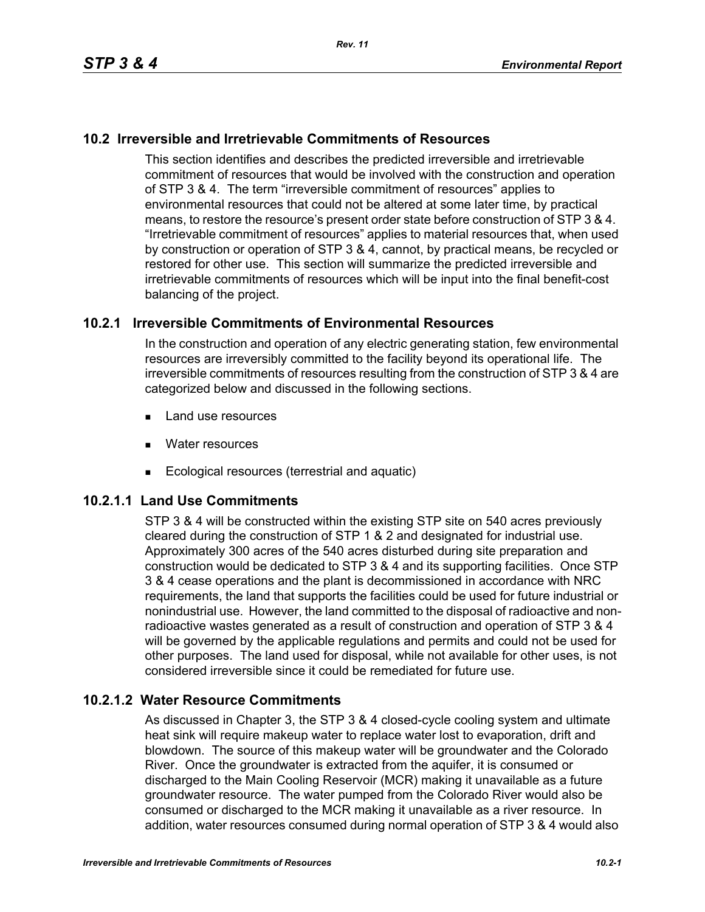## 10.2 Irreversible and Irretrievable Commitments of Resources

This section identifies and describes the predicted irreversible and irretrievable commitment of resources that would be involved with the construction and operation of STP 3 & 4. The term "irreversible commitment of resources" applies to environmental resources that could not be altered at some later time, by practical means, to restore the resource's present order state before construction of STP 3 & 4. "Irretrievable commitment of resources" applies to material resources that, when used by construction or operation of STP 3 & 4, cannot, by practical means, be recycled or restored for other use. This section will summarize the predicted irreversible and irretrievable commitments of resources which will be input into the final benefit-cost balancing of the project.

### 10.2.1 Irreversible Commitments of Environmental Resources

In the construction and operation of any electric generating station, few environmental resources are irreversibly committed to the facility beyond its operational life. The irreversible commitments of resources resulting from the construction of STP 3 & 4 are categorized below and discussed in the following sections.

- Land use resources
- Water resources
- Ecological resources (terrestrial and aquatic)

#### 10.2.1.1 Land Use Commitments

STP 3 & 4 will be constructed within the existing STP site on 540 acres previously cleared during the construction of STP 1 & 2 and designated for industrial use. Approximately 300 acres of the 540 acres disturbed during site preparation and construction would be dedicated to STP 3 & 4 and its supporting facilities. Once STP 3 & 4 cease operations and the plant is decommissioned in accordance with NRC requirements, the land that supports the facilities could be used for future industrial or nonindustrial use. However, the land committed to the disposal of radioactive and non-radioactive wastes generated as a result of construction and operation of STP 3 & 4 will be governed by the applicable regulations and permits and could not be used for other purposes. The land used for disposal, while not available for other uses, is not considered irreversible since it could be remediated for future use.

#### 10.2.1.2 Water Resource Commitments

As discussed in Chapter 3, the STP 3 & 4 closed-cycle cooling system and ultimate heat sink will require makeup water to replace water lost to evaporation, drift and blowdown. The source of this makeup water will be groundwater and the Colorado River. Once the groundwater is extracted from the aquifer, it is consumed or discharged to the Main Cooling Reservoir (MCR) making it unavailable as a future groundwater resource. The water pumped from the Colorado River would also be consumed or discharged to the MCR making it unavailable as a river resource. In addition, water resources consumed during normal operation of STP 3 & 4 would also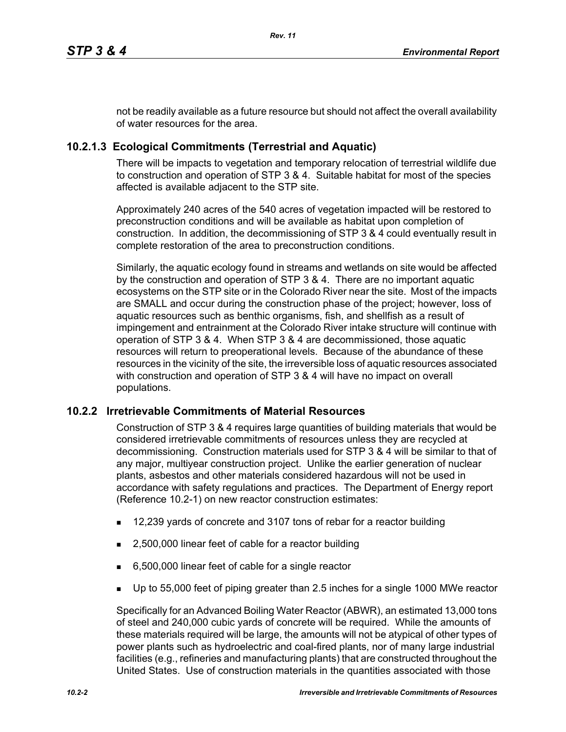not be readily available as a future resource but should not affect the overall availability of water resources for the area.

### 10.2.1.3 Ecological Commitments (Terrestrial and Aquatic)

There will be impacts to vegetation and temporary relocation of terrestrial wildlife due to construction and operation of STP 3 & 4. Suitable habitat for most of the species affected is available adjacent to the STP site.

Approximately 240 acres of the 540 acres of vegetation impacted will be restored to preconstruction conditions and will be available as habitat upon completion of construction. In addition, the decommissioning of STP 3 & 4 could eventually result in complete restoration of the area to preconstruction conditions.

Similarly, the aquatic ecology found in streams and wetlands on site would be affected by the construction and operation of STP 3 & 4. There are no important aquatic ecosystems on the STP site or in the Colorado River near the site. Most of the impacts are SMALL and occur during the construction phase of the project; however, loss of aquatic resources such as benthic organisms, fish, and shellfish as a result of impingement and entrainment at the Colorado River intake structure will continue with operation of STP 3 & 4. When STP 3 & 4 are decommissioned, those aquatic resources will return to preoperational levels. Because of the abundance of these resources in the vicinity of the site, the irreversible loss of aquatic resources associated with construction and operation of STP 3 & 4 will have no impact on overall populations.

## 10.2.2 Irretrievable Commitments of Material Resources

Construction of STP 3 & 4 requires large quantities of building materials that would be considered irretrievable commitments of resources unless they are recycled at decommissioning. Construction materials used for STP 3 & 4 will be similar to that of any major, multiyear construction project. Unlike the earlier generation of nuclear plants, asbestos and other materials considered hazardous will not be used in accordance with safety regulations and practices. The Department of Energy report (Reference 10.2-1) on new reactor construction estimates:

- 12,239 yards of concrete and 3107 tons of rebar for a reactor building
- 2,500,000 linear feet of cable for a reactor building
- 6,500,000 linear feet of cable for a single reactor
- Up to 55,000 feet of piping greater than 2.5 inches for a single 1000 MWe reactor

Specifically for an Advanced Boiling Water Reactor (ABWR), an estimated 13,000 tons of steel and 240,000 cubic yards of concrete will be required. While the amounts of these materials required will be large, the amounts will not be atypical of other types of power plants such as hydroelectric and coal-fired plants, nor of many large industrial facilities (e.g., refineries and manufacturing plants) that are constructed throughout the United States. Use of construction materials in the quantities associated with those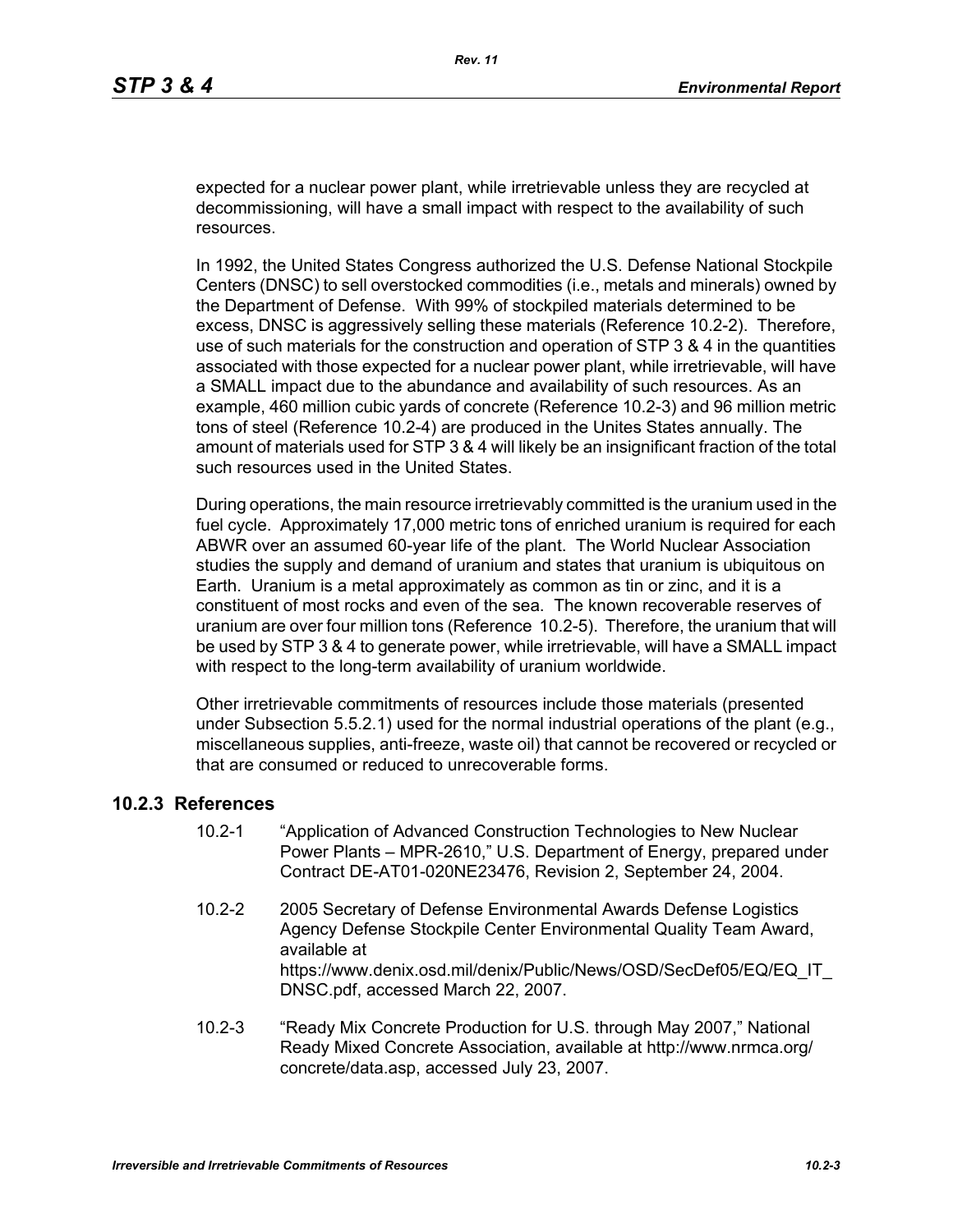expected for a nuclear power plant, while irretrievable unless they are recycled at decommissioning, will have a small impact with respect to the availability of such resources.

In 1992, the United States Congress authorized the U.S. Defense National Stockpile Centers (DNSC) to sell overstocked commodities (i.e., metals and minerals) owned by the Department of Defense. With 99% of stockpiled materials determined to be excess, DNSC is aggressively selling these materials (Reference 10.2-2). Therefore, use of such materials for the construction and operation of STP 3 & 4 in the quantities associated with those expected for a nuclear power plant, while irretrievable, will have a SMALL impact due to the abundance and availability of such resources. As an example, 460 million cubic yards of concrete (Reference 10.2-3) and 96 million metric tons of steel (Reference 10.2-4) are produced in the Unites States annually. The amount of materials used for STP 3 & 4 will likely be an insignificant fraction of the total such resources used in the United States.

During operations, the main resource irretrievably committed is the uranium used in the fuel cycle. Approximately 17,000 metric tons of enriched uranium is required for each ABWR over an assumed 60-year life of the plant. The World Nuclear Association studies the supply and demand of uranium and states that uranium is ubiquitous on Earth. Uranium is a metal approximately as common as tin or zinc, and it is a constituent of most rocks and even of the sea. The known recoverable reserves of uranium are over four million tons (Reference 10.2-5). Therefore, the uranium that will be used by STP 3 & 4 to generate power, while irretrievable, will have a SMALL impact with respect to the long-term availability of uranium worldwide.

Other irretrievable commitments of resources include those materials (presented under Subsection 5.5.2.1) used for the normal industrial operations of the plant (e.g., miscellaneous supplies, anti-freeze, waste oil) that cannot be recovered or recycled or that are consumed or reduced to unrecoverable forms.

### 10.2.3 References

10.2-1 "Application of Advanced Construction Technologies to New Nuclear Power Plants – MPR-2610," U.S. Department of Energy, prepared under Contract DE-AT01-020NE23476, Revision 2, September 24, 2004.

10.2-2 2005 Secretary of Defense Environmental Awards Defense Logistics Agency Defense Stockpile Center Environmental Quality Team Award, available at https://www.denix.osd.mil/denix/Public/News/OSD/SecDef05/EQ/EQ_IT_DNSC.pdf, accessed March 22, 2007.

10.2-3 "Ready Mix Concrete Production for U.S. through May 2007," National Ready Mixed Concrete Association, available at http://www.nrmca.org/concrete/data.asp, accessed July 23, 2007.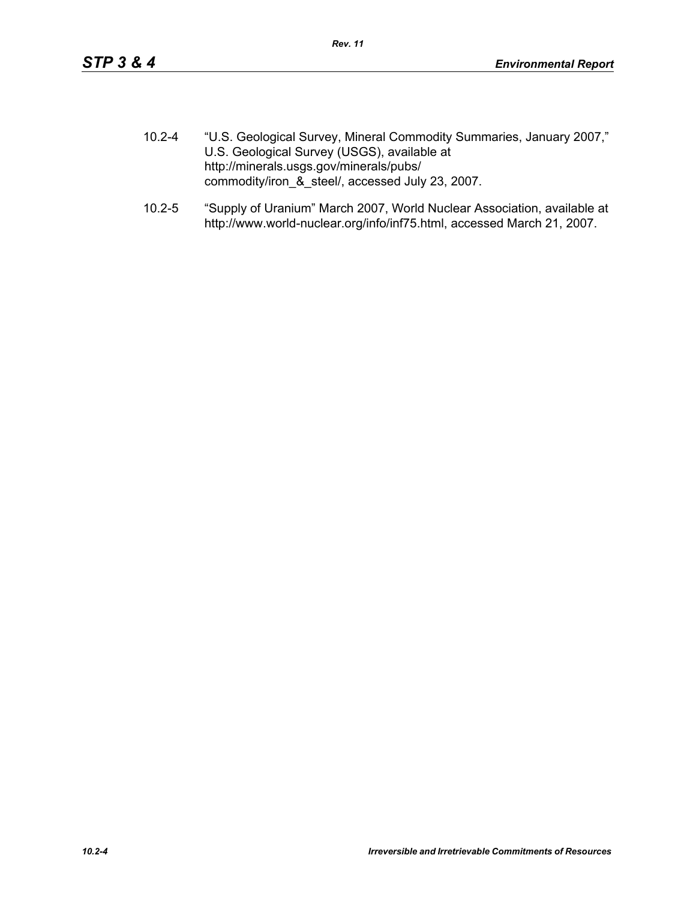10.2-4 "U.S. Geological Survey, Mineral Commodity Summaries, January 2007," U.S. Geological Survey (USGS), available at http://minerals.usgs.gov/minerals/pubs/commodity/iron_&_steel/, accessed July 23, 2007.

10.2-5 "Supply of Uranium" March 2007, World Nuclear Association, available at http://www.world-nuclear.org/info/inf75.html, accessed March 21, 2007.